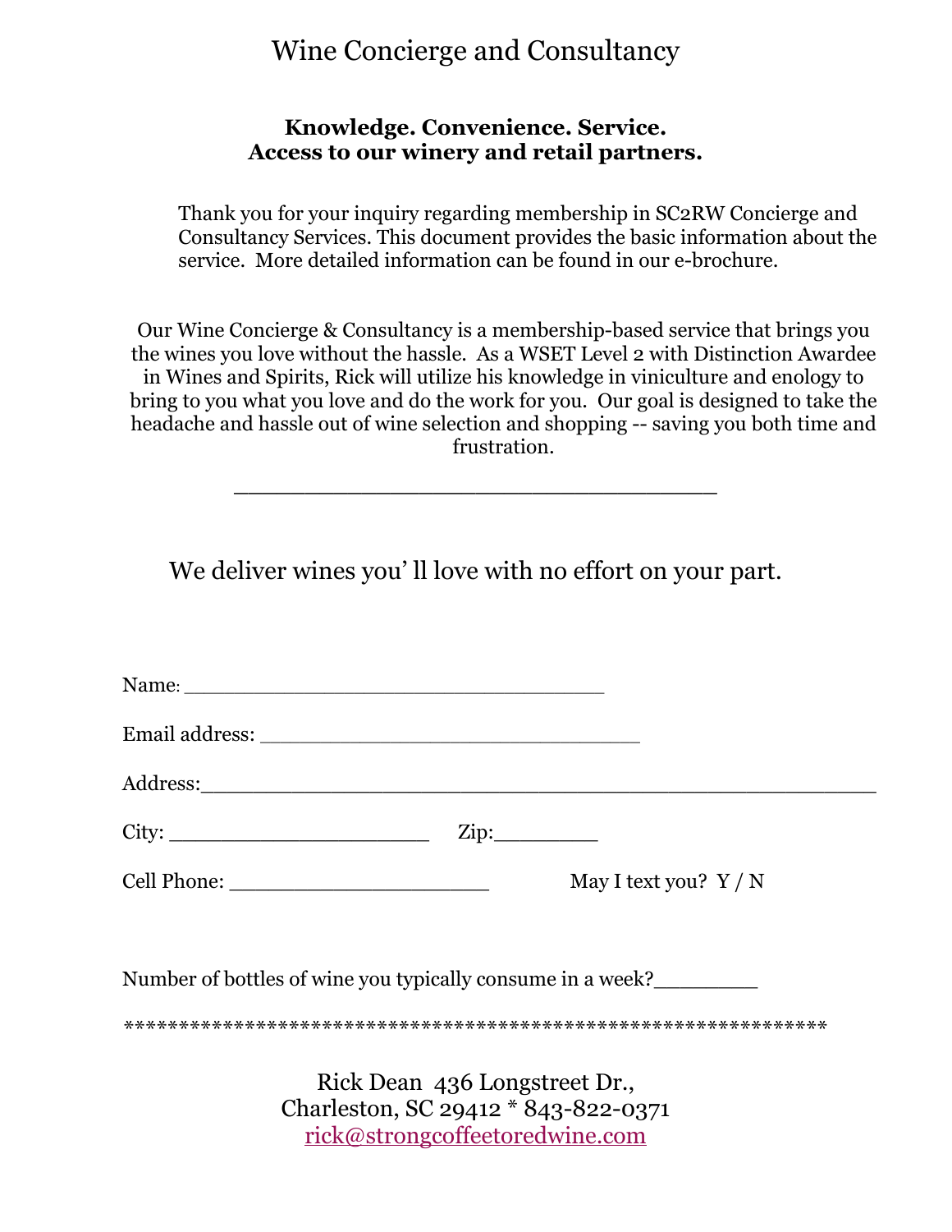# Wine Concierge and Consultancy

**Knowledge. Convenience. Service.**
**Access to our winery and retail partners.**

Thank you for your inquiry regarding membership in SC2RW Concierge and Consultancy Services. This document provides the basic information about the service. More detailed information can be found in our e-brochure.

Our Wine Concierge & Consultancy is a membership-based service that brings you the wines you love without the hassle. As a WSET Level 2 with Distinction Awardee in Wines and Spirits, Rick will utilize his knowledge in viniculture and enology to bring to you what you love and do the work for you. Our goal is designed to take the headache and hassle out of wine selection and shopping -- saving you both time and frustration.

______________________________________

We deliver wines you' ll love with no effort on your part.

Name: _________________________________

Email address: ______________________________

Address:_____________________________________________________

City: ____________________ Zip:________

Cell Phone: ____________________ May I text you? Y / N

Number of bottles of wine you typically consume in a week?________

*****************************************************************

Rick Dean 436 Longstreet Dr.,
Charleston, SC 29412 * 843-822-0371
rick@strongcoffeetoredwine.com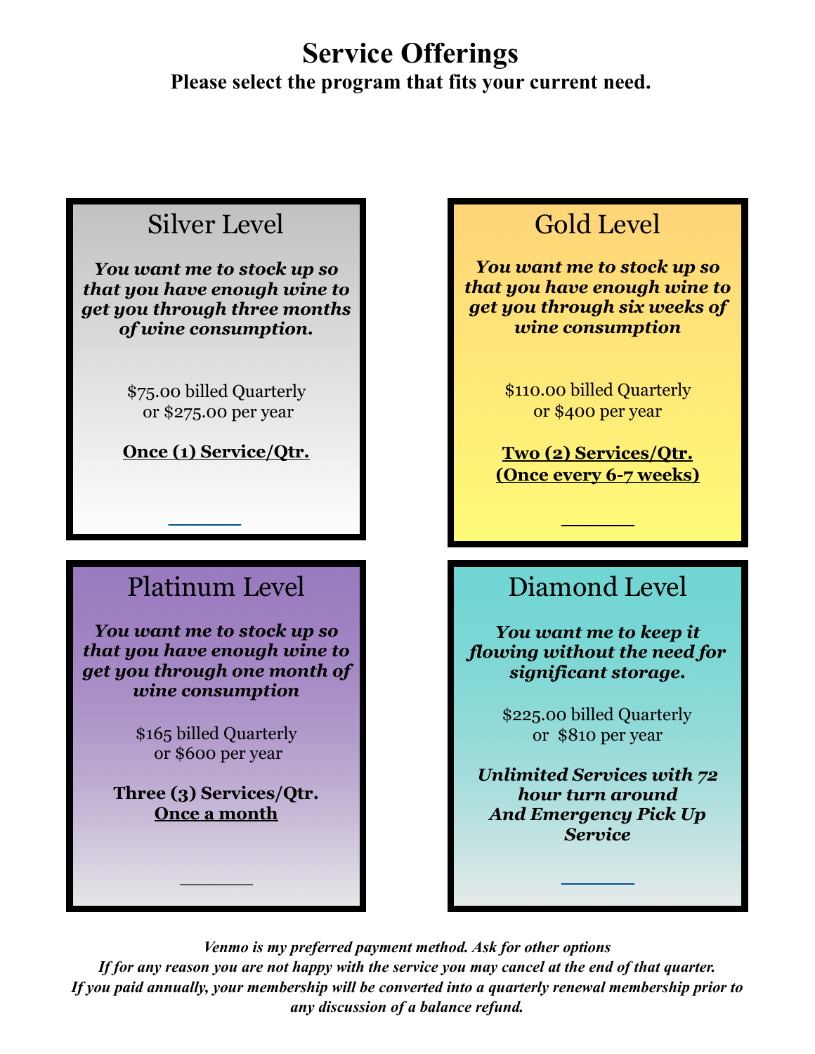# Service Offerings

**Please select the program that fits your current need.**

## Silver Level

***You want me to stock up so that you have enough wine to get you through three months of wine consumption.***

$75.00 billed Quarterly
or $275.00 per year

**Once (1) Service/Qtr.**

## Gold Level

***You want me to stock up so that you have enough wine to get you through six weeks of wine consumption***

$110.00 billed Quarterly
or $400 per year

**Two (2) Services/Qtr.**
**(Once every 6-7 weeks)**

## Platinum Level

***You want me to stock up so that you have enough wine to get you through one month of wine consumption***

$165 billed Quarterly
or $600 per year

**Three (3) Services/Qtr.**
**Once a month**

## Diamond Level

***You want me to keep it flowing without the need for significant storage.***

$225.00 billed Quarterly
or $810 per year

***Unlimited Services with 72 hour turn around***
***And Emergency Pick Up Service***

*Venmo is my preferred payment method. Ask for other options*
*If for any reason you are not happy with the service you may cancel at the end of that quarter.*
*If you paid annually, your membership will be converted into a quarterly renewal membership prior to any discussion of a balance refund.*